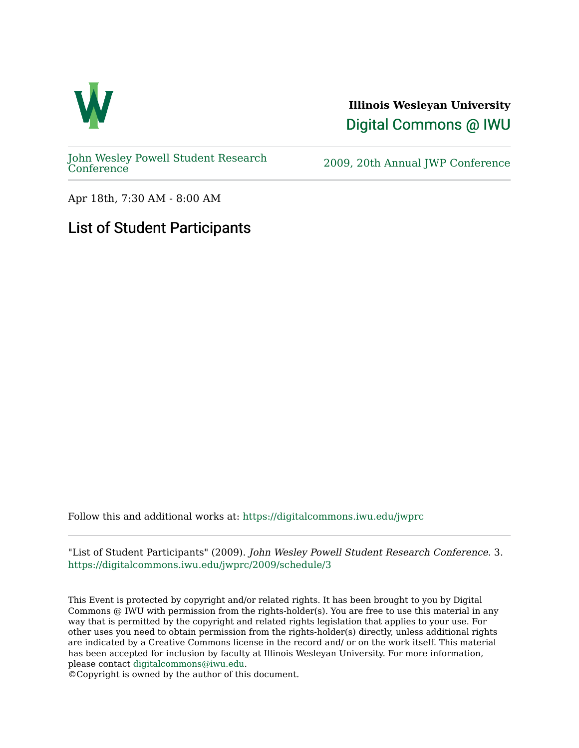**Illinois Wesleyan University**

Digital Commons @ IWU

John Wesley Powell Student Research Conference

2009, 20th Annual JWP Conference

Apr 18th, 7:30 AM - 8:00 AM

# List of Student Participants

Follow this and additional works at: https://digitalcommons.iwu.edu/jwprc

"List of Student Participants" (2009). *John Wesley Powell Student Research Conference*. 3.
https://digitalcommons.iwu.edu/jwprc/2009/schedule/3

This Event is protected by copyright and/or related rights. It has been brought to you by Digital Commons @ IWU with permission from the rights-holder(s). You are free to use this material in any way that is permitted by the copyright and related rights legislation that applies to your use. For other uses you need to obtain permission from the rights-holder(s) directly, unless additional rights are indicated by a Creative Commons license in the record and/ or on the work itself. This material has been accepted for inclusion by faculty at Illinois Wesleyan University. For more information, please contact digitalcommons@iwu.edu.
©Copyright is owned by the author of this document.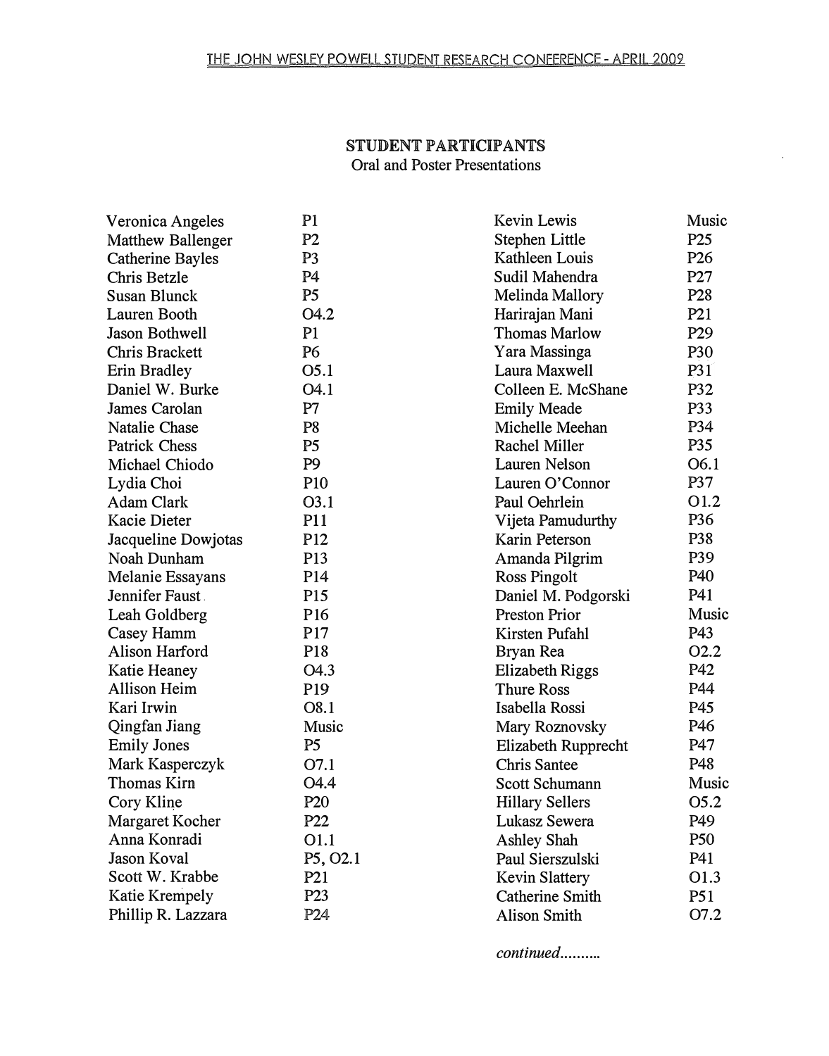## STUDENT PARTICIPANTS

Oral and Poster Presentations

| Name | Presentation |
|---|---|
| Veronica Angeles | P1 |
| Matthew Ballenger | P2 |
| Catherine Bayles | P3 |
| Chris Betzle | P4 |
| Susan Blunck | P5 |
| Lauren Booth | O4.2 |
| Jason Bothwell | P1 |
| Chris Brackett | P6 |
| Erin Bradley | O5.1 |
| Daniel W. Burke | O4.1 |
| James Carolan | P7 |
| Natalie Chase | P8 |
| Patrick Chess | P5 |
| Michael Chiodo | P9 |
| Lydia Choi | P10 |
| Adam Clark | O3.1 |
| Kacie Dieter | P11 |
| Jacqueline Dowjotas | P12 |
| Noah Dunham | P13 |
| Melanie Essayans | P14 |
| Jennifer Faust | P15 |
| Leah Goldberg | P16 |
| Casey Hamm | P17 |
| Alison Harford | P18 |
| Katie Heaney | O4.3 |
| Allison Heim | P19 |
| Kari Irwin | O8.1 |
| Qingfan Jiang | Music |
| Emily Jones | P5 |
| Mark Kasperczyk | O7.1 |
| Thomas Kirn | O4.4 |
| Cory Kline | P20 |
| Margaret Kocher | P22 |
| Anna Konradi | O1.1 |
| Jason Koval | P5, O2.1 |
| Scott W. Krabbe | P21 |
| Katie Krempely | P23 |
| Phillip R. Lazzara | P24 |
| Kevin Lewis | Music |
| Stephen Little | P25 |
| Kathleen Louis | P26 |
| Sudil Mahendra | P27 |
| Melinda Mallory | P28 |
| Harirajan Mani | P21 |
| Thomas Marlow | P29 |
| Yara Massinga | P30 |
| Laura Maxwell | P31 |
| Colleen E. McShane | P32 |
| Emily Meade | P33 |
| Michelle Meehan | P34 |
| Rachel Miller | P35 |
| Lauren Nelson | O6.1 |
| Lauren O'Connor | P37 |
| Paul Oehrlein | O1.2 |
| Vijeta Pamudurthy | P36 |
| Karin Peterson | P38 |
| Amanda Pilgrim | P39 |
| Ross Pingolt | P40 |
| Daniel M. Podgorski | P41 |
| Preston Prior | Music |
| Kirsten Pufahl | P43 |
| Bryan Rea | O2.2 |
| Elizabeth Riggs | P42 |
| Thure Ross | P44 |
| Isabella Rossi | P45 |
| Mary Roznovsky | P46 |
| Elizabeth Rupprecht | P47 |
| Chris Santee | P48 |
| Scott Schumann | Music |
| Hillary Sellers | O5.2 |
| Lukasz Sewera | P49 |
| Ashley Shah | P50 |
| Paul Sierszulski | P41 |
| Kevin Slattery | O1.3 |
| Catherine Smith | P51 |
| Alison Smith | O7.2 |

*continued..........*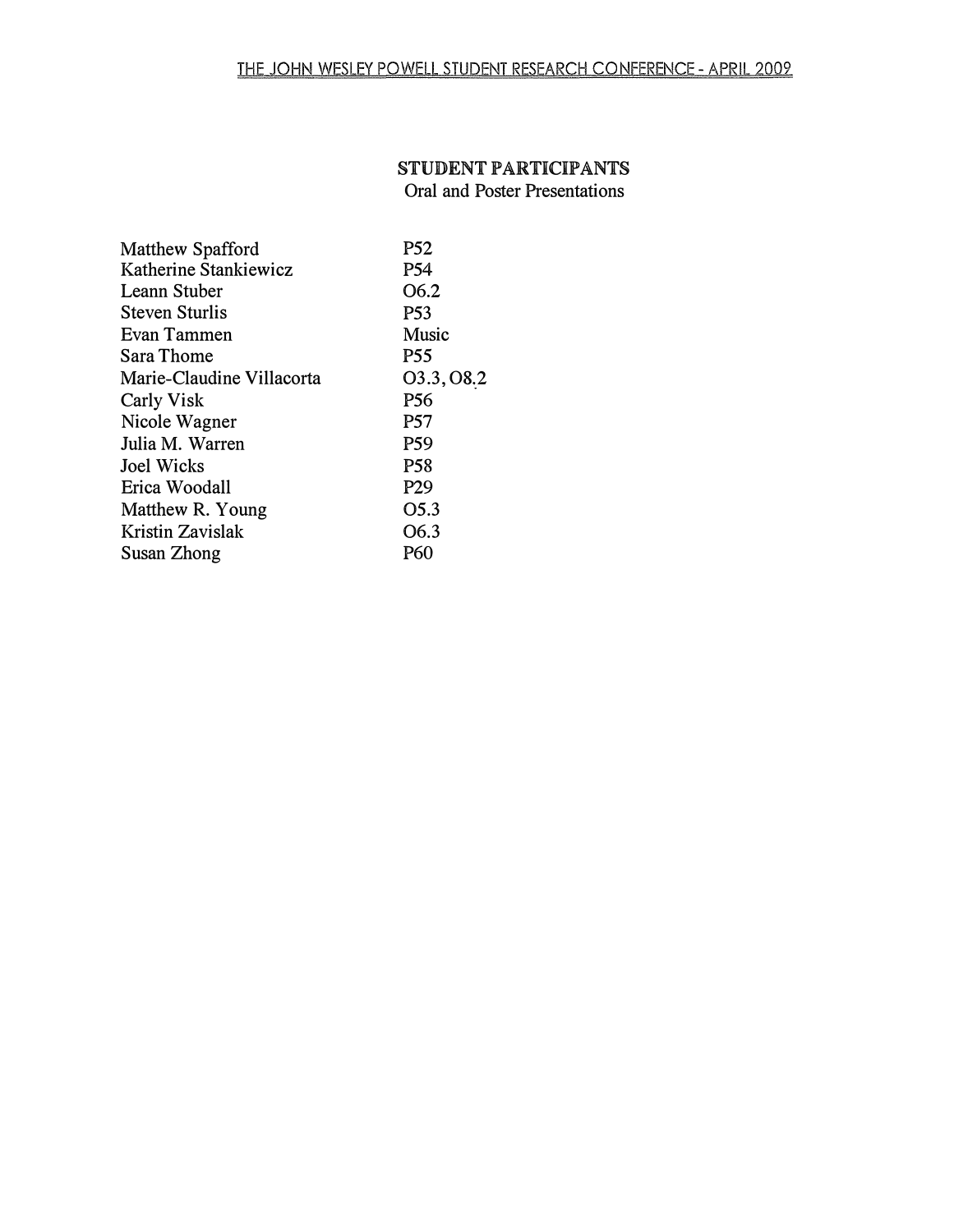## STUDENT PARTICIPANTS

Oral and Poster Presentations

| | |
|---|---|
| Matthew Spafford | P52 |
| Katherine Stankiewicz | P54 |
| Leann Stuber | O6.2 |
| Steven Sturlis | P53 |
| Evan Tammen | Music |
| Sara Thome | P55 |
| Marie-Claudine Villacorta | O3.3, O8.2 |
| Carly Visk | P56 |
| Nicole Wagner | P57 |
| Julia M. Warren | P59 |
| Joel Wicks | P58 |
| Erica Woodall | P29 |
| Matthew R. Young | O5.3 |
| Kristin Zavislak | O6.3 |
| Susan Zhong | P60 |